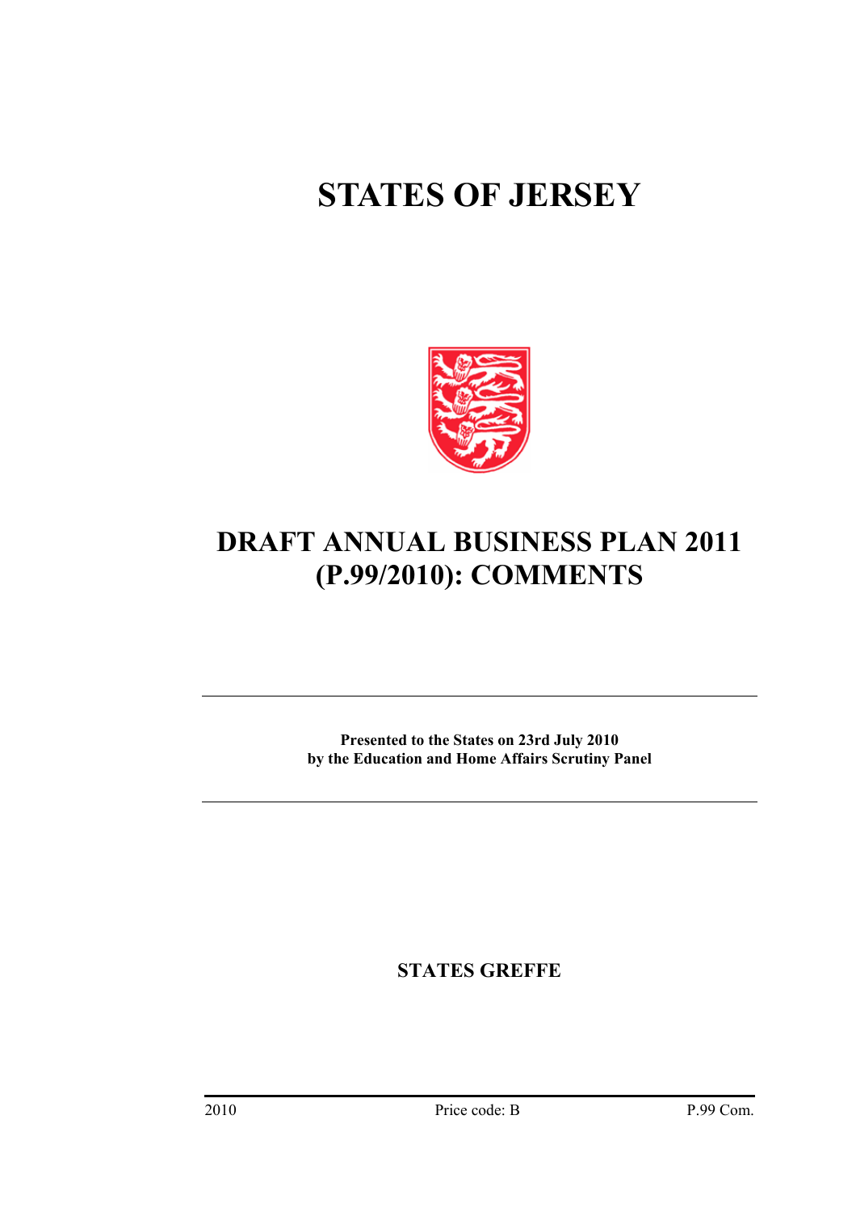# STATES OF JERSEY

# DRAFT ANNUAL BUSINESS PLAN 2011 (P.99/2010): COMMENTS

---

**Presented to the States on 23rd July 2010**
**by the Education and Home Affairs Scrutiny Panel**

---

**STATES GREFFE**

2010 Price code: B P.99 Com.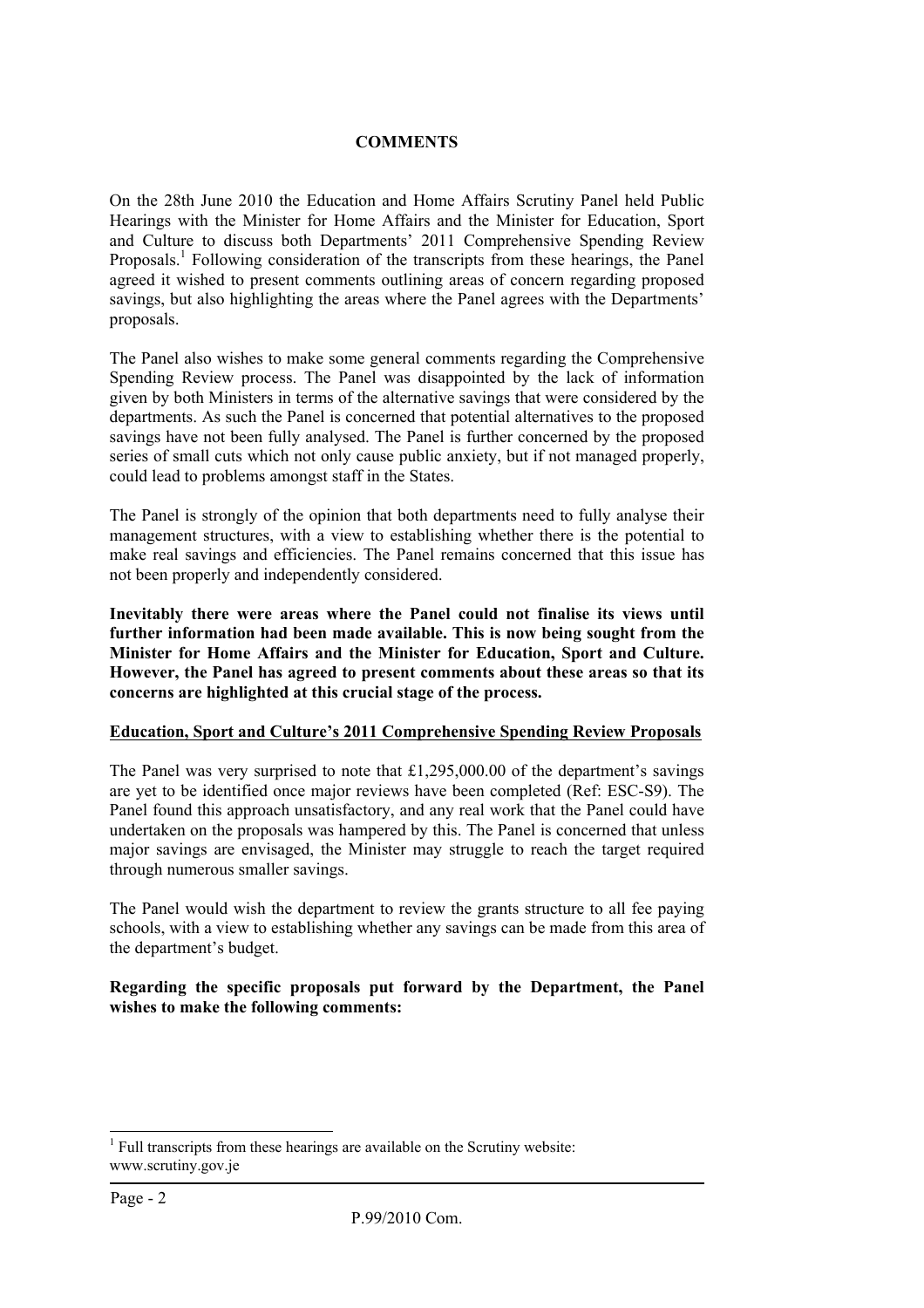**COMMENTS**

On the 28th June 2010 the Education and Home Affairs Scrutiny Panel held Public Hearings with the Minister for Home Affairs and the Minister for Education, Sport and Culture to discuss both Departments' 2011 Comprehensive Spending Review Proposals.[1] Following consideration of the transcripts from these hearings, the Panel agreed it wished to present comments outlining areas of concern regarding proposed savings, but also highlighting the areas where the Panel agrees with the Departments' proposals.

The Panel also wishes to make some general comments regarding the Comprehensive Spending Review process. The Panel was disappointed by the lack of information given by both Ministers in terms of the alternative savings that were considered by the departments. As such the Panel is concerned that potential alternatives to the proposed savings have not been fully analysed. The Panel is further concerned by the proposed series of small cuts which not only cause public anxiety, but if not managed properly, could lead to problems amongst staff in the States.

The Panel is strongly of the opinion that both departments need to fully analyse their management structures, with a view to establishing whether there is the potential to make real savings and efficiencies. The Panel remains concerned that this issue has not been properly and independently considered.

**Inevitably there were areas where the Panel could not finalise its views until further information had been made available. This is now being sought from the Minister for Home Affairs and the Minister for Education, Sport and Culture. However, the Panel has agreed to present comments about these areas so that its concerns are highlighted at this crucial stage of the process.**

**Education, Sport and Culture's 2011 Comprehensive Spending Review Proposals**

The Panel was very surprised to note that £1,295,000.00 of the department's savings are yet to be identified once major reviews have been completed (Ref: ESC-S9). The Panel found this approach unsatisfactory, and any real work that the Panel could have undertaken on the proposals was hampered by this. The Panel is concerned that unless major savings are envisaged, the Minister may struggle to reach the target required through numerous smaller savings.

The Panel would wish the department to review the grants structure to all fee paying schools, with a view to establishing whether any savings can be made from this area of the department's budget.

**Regarding the specific proposals put forward by the Department, the Panel wishes to make the following comments:**

[1] Full transcripts from these hearings are available on the Scrutiny website: www.scrutiny.gov.je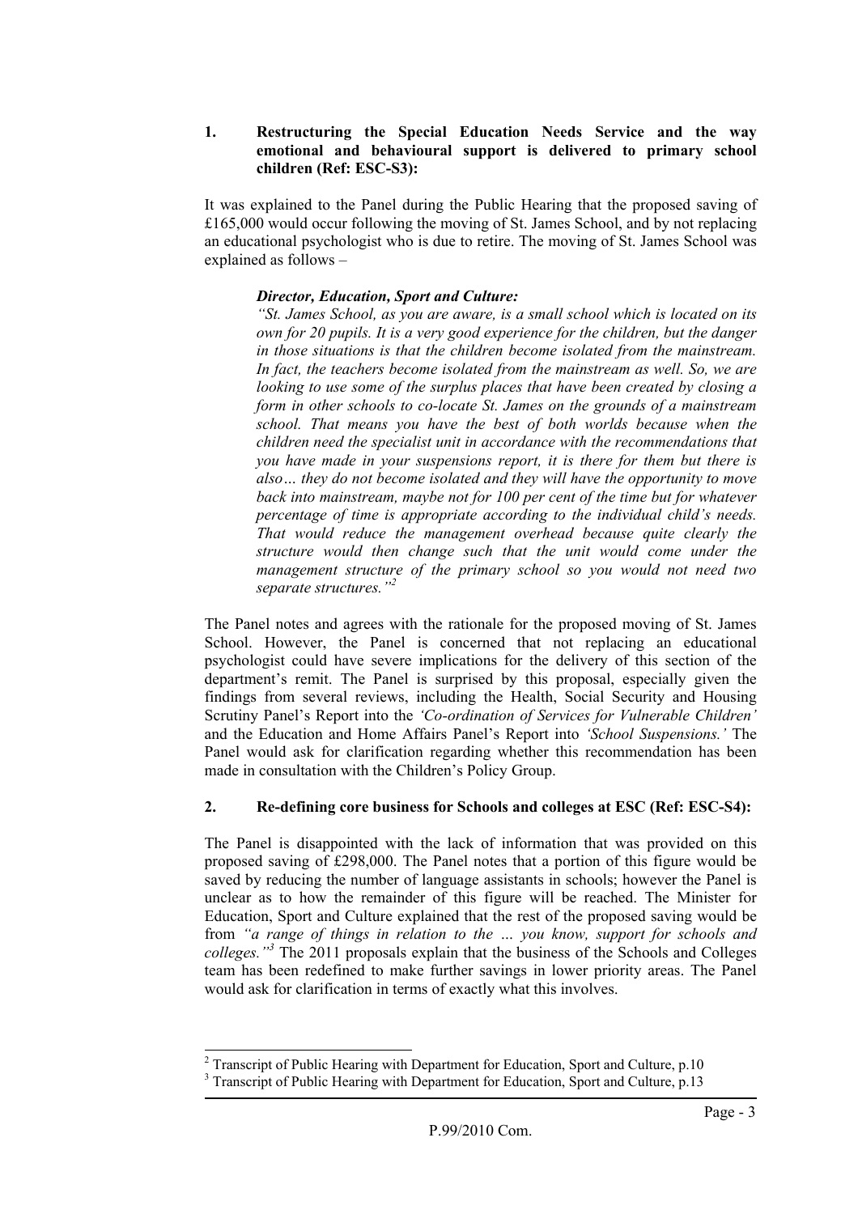**1. Restructuring the Special Education Needs Service and the way emotional and behavioural support is delivered to primary school children (Ref: ESC-S3):**

It was explained to the Panel during the Public Hearing that the proposed saving of £165,000 would occur following the moving of St. James School, and by not replacing an educational psychologist who is due to retire. The moving of St. James School was explained as follows –

> ***Director, Education, Sport and Culture:***
> *"St. James School, as you are aware, is a small school which is located on its own for 20 pupils. It is a very good experience for the children, but the danger in those situations is that the children become isolated from the mainstream. In fact, the teachers become isolated from the mainstream as well. So, we are looking to use some of the surplus places that have been created by closing a form in other schools to co-locate St. James on the grounds of a mainstream school. That means you have the best of both worlds because when the children need the specialist unit in accordance with the recommendations that you have made in your suspensions report, it is there for them but there is also… they do not become isolated and they will have the opportunity to move back into mainstream, maybe not for 100 per cent of the time but for whatever percentage of time is appropriate according to the individual child's needs. That would reduce the management overhead because quite clearly the structure would then change such that the unit would come under the management structure of the primary school so you would not need two separate structures."*[2]

The Panel notes and agrees with the rationale for the proposed moving of St. James School. However, the Panel is concerned that not replacing an educational psychologist could have severe implications for the delivery of this section of the department's remit. The Panel is surprised by this proposal, especially given the findings from several reviews, including the Health, Social Security and Housing Scrutiny Panel's Report into the *'Co-ordination of Services for Vulnerable Children'* and the Education and Home Affairs Panel's Report into *'School Suspensions.'* The Panel would ask for clarification regarding whether this recommendation has been made in consultation with the Children's Policy Group.

**2. Re-defining core business for Schools and colleges at ESC (Ref: ESC-S4):**

The Panel is disappointed with the lack of information that was provided on this proposed saving of £298,000. The Panel notes that a portion of this figure would be saved by reducing the number of language assistants in schools; however the Panel is unclear as to how the remainder of this figure will be reached. The Minister for Education, Sport and Culture explained that the rest of the proposed saving would be from *"a range of things in relation to the … you know, support for schools and colleges."*[3] The 2011 proposals explain that the business of the Schools and Colleges team has been redefined to make further savings in lower priority areas. The Panel would ask for clarification in terms of exactly what this involves.

---

[2] Transcript of Public Hearing with Department for Education, Sport and Culture, p.10

[3] Transcript of Public Hearing with Department for Education, Sport and Culture, p.13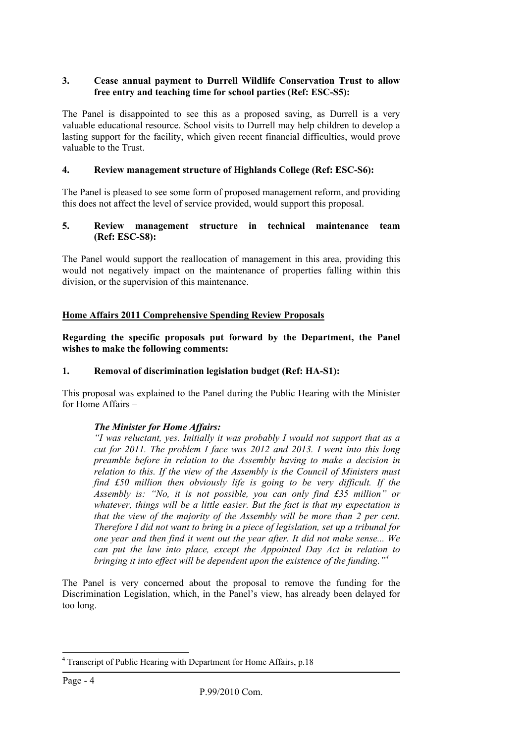**3. Cease annual payment to Durrell Wildlife Conservation Trust to allow free entry and teaching time for school parties (Ref: ESC-S5):**

The Panel is disappointed to see this as a proposed saving, as Durrell is a very valuable educational resource. School visits to Durrell may help children to develop a lasting support for the facility, which given recent financial difficulties, would prove valuable to the Trust.

**4. Review management structure of Highlands College (Ref: ESC-S6):**

The Panel is pleased to see some form of proposed management reform, and providing this does not affect the level of service provided, would support this proposal.

**5. Review management structure in technical maintenance team (Ref: ESC-S8):**

The Panel would support the reallocation of management in this area, providing this would not negatively impact on the maintenance of properties falling within this division, or the supervision of this maintenance.

**<u>Home Affairs 2011 Comprehensive Spending Review Proposals</u>**

**Regarding the specific proposals put forward by the Department, the Panel wishes to make the following comments:**

**1. Removal of discrimination legislation budget (Ref: HA-S1):**

This proposal was explained to the Panel during the Public Hearing with the Minister for Home Affairs –

> ***The Minister for Home Affairs:***
> *"I was reluctant, yes. Initially it was probably I would not support that as a cut for 2011. The problem I face was 2012 and 2013. I went into this long preamble before in relation to the Assembly having to make a decision in relation to this. If the view of the Assembly is the Council of Ministers must find £50 million then obviously life is going to be very difficult. If the Assembly is: "No, it is not possible, you can only find £35 million" or whatever, things will be a little easier. But the fact is that my expectation is that the view of the majority of the Assembly will be more than 2 per cent. Therefore I did not want to bring in a piece of legislation, set up a tribunal for one year and then find it went out the year after. It did not make sense... We can put the law into place, except the Appointed Day Act in relation to bringing it into effect will be dependent upon the existence of the funding."*[4]

The Panel is very concerned about the proposal to remove the funding for the Discrimination Legislation, which, in the Panel's view, has already been delayed for too long.

---

[4] Transcript of Public Hearing with Department for Home Affairs, p.18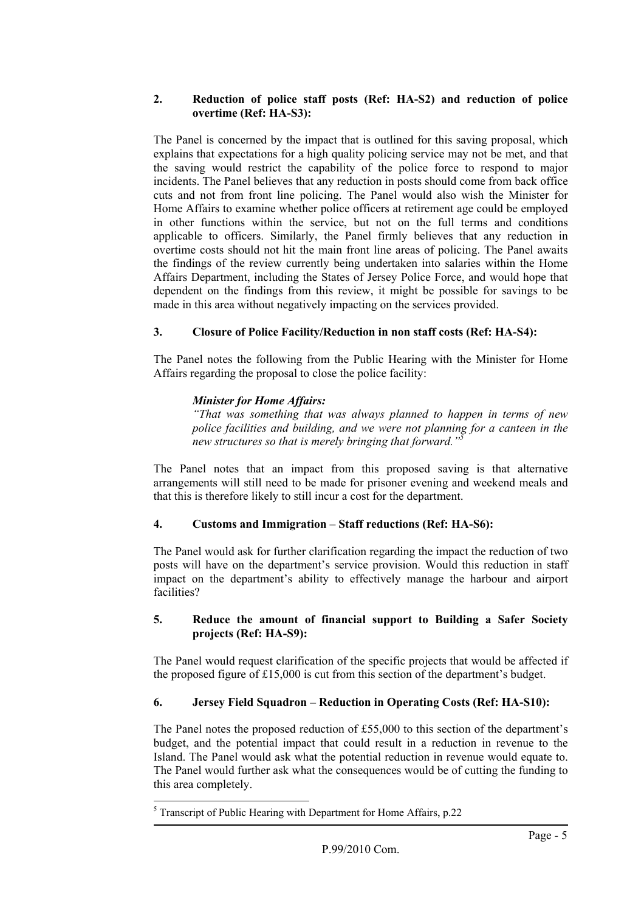**2. Reduction of police staff posts (Ref: HA-S2) and reduction of police overtime (Ref: HA-S3):**

The Panel is concerned by the impact that is outlined for this saving proposal, which explains that expectations for a high quality policing service may not be met, and that the saving would restrict the capability of the police force to respond to major incidents. The Panel believes that any reduction in posts should come from back office cuts and not from front line policing. The Panel would also wish the Minister for Home Affairs to examine whether police officers at retirement age could be employed in other functions within the service, but not on the full terms and conditions applicable to officers. Similarly, the Panel firmly believes that any reduction in overtime costs should not hit the main front line areas of policing. The Panel awaits the findings of the review currently being undertaken into salaries within the Home Affairs Department, including the States of Jersey Police Force, and would hope that dependent on the findings from this review, it might be possible for savings to be made in this area without negatively impacting on the services provided.

**3. Closure of Police Facility/Reduction in non staff costs (Ref: HA-S4):**

The Panel notes the following from the Public Hearing with the Minister for Home Affairs regarding the proposal to close the police facility:

> ***Minister for Home Affairs:***
> *"That was something that was always planned to happen in terms of new police facilities and building, and we were not planning for a canteen in the new structures so that is merely bringing that forward."*[5]

The Panel notes that an impact from this proposed saving is that alternative arrangements will still need to be made for prisoner evening and weekend meals and that this is therefore likely to still incur a cost for the department.

**4. Customs and Immigration – Staff reductions (Ref: HA-S6):**

The Panel would ask for further clarification regarding the impact the reduction of two posts will have on the department's service provision. Would this reduction in staff impact on the department's ability to effectively manage the harbour and airport facilities?

**5. Reduce the amount of financial support to Building a Safer Society projects (Ref: HA-S9):**

The Panel would request clarification of the specific projects that would be affected if the proposed figure of £15,000 is cut from this section of the department's budget.

**6. Jersey Field Squadron – Reduction in Operating Costs (Ref: HA-S10):**

The Panel notes the proposed reduction of £55,000 to this section of the department's budget, and the potential impact that could result in a reduction in revenue to the Island. The Panel would ask what the potential reduction in revenue would equate to. The Panel would further ask what the consequences would be of cutting the funding to this area completely.

[5] Transcript of Public Hearing with Department for Home Affairs, p.22